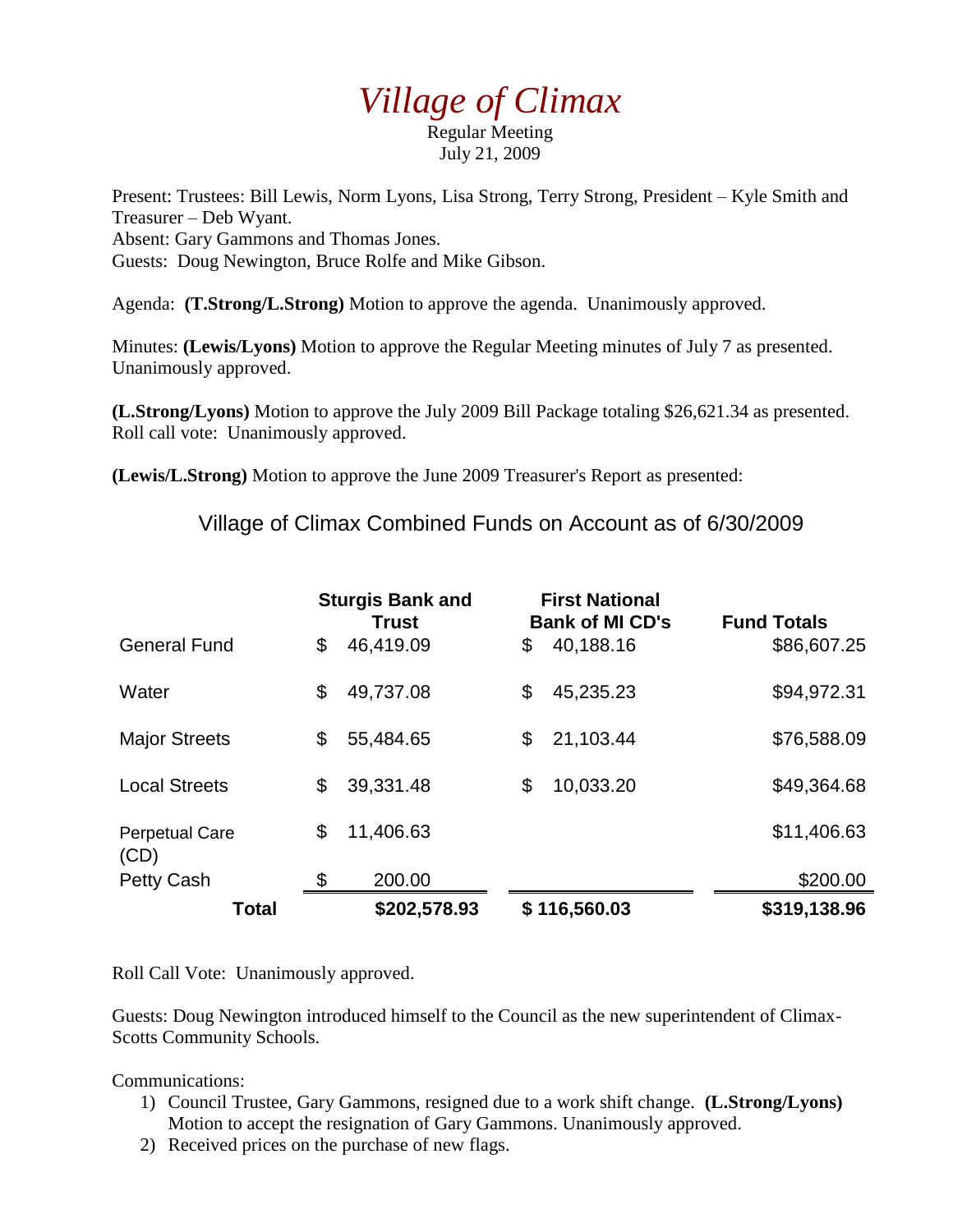# *Village of Climax*

Regular Meeting
July 21, 2009

Present: Trustees: Bill Lewis, Norm Lyons, Lisa Strong, Terry Strong, President – Kyle Smith and Treasurer – Deb Wyant.
Absent: Gary Gammons and Thomas Jones.
Guests: Doug Newington, Bruce Rolfe and Mike Gibson.

Agenda: **(T.Strong/L.Strong)** Motion to approve the agenda. Unanimously approved.

Minutes: **(Lewis/Lyons)** Motion to approve the Regular Meeting minutes of July 7 as presented. Unanimously approved.

**(L.Strong/Lyons)** Motion to approve the July 2009 Bill Package totaling $26,621.34 as presented. Roll call vote: Unanimously approved.

**(Lewis/L.Strong)** Motion to approve the June 2009 Treasurer's Report as presented:

Village of Climax Combined Funds on Account as of 6/30/2009

| | Sturgis Bank and Trust | First National Bank of MI CD's | Fund Totals |
|---|---|---|---|
| General Fund | $ 46,419.09 | $ 40,188.16 | $86,607.25 |
| Water | $ 49,737.08 | $ 45,235.23 | $94,972.31 |
| Major Streets | $ 55,484.65 | $ 21,103.44 | $76,588.09 |
| Local Streets | $ 39,331.48 | $ 10,033.20 | $49,364.68 |
| Perpetual Care (CD) | $ 11,406.63 | | $11,406.63 |
| Petty Cash | $ 200.00 | | $200.00 |
| **Total** | **$202,578.93** | **$ 116,560.03** | **$319,138.96** |

Roll Call Vote: Unanimously approved.

Guests: Doug Newington introduced himself to the Council as the new superintendent of Climax-Scotts Community Schools.

Communications:

1) Council Trustee, Gary Gammons, resigned due to a work shift change. **(L.Strong/Lyons)** Motion to accept the resignation of Gary Gammons. Unanimously approved.
2) Received prices on the purchase of new flags.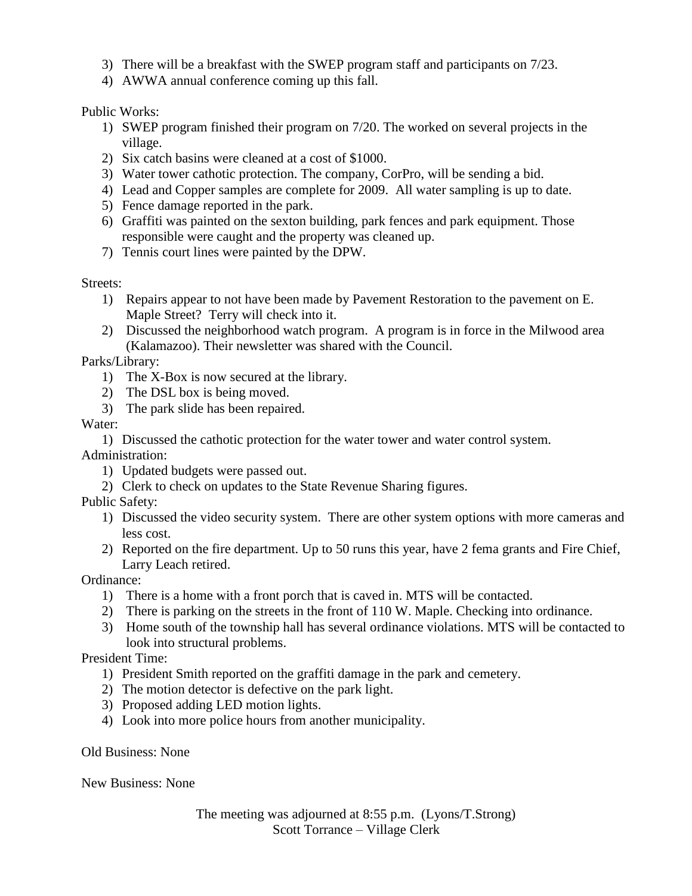3) There will be a breakfast with the SWEP program staff and participants on 7/23.
4) AWWA annual conference coming up this fall.

Public Works:

1) SWEP program finished their program on 7/20. The worked on several projects in the village.
2) Six catch basins were cleaned at a cost of $1000.
3) Water tower cathotic protection. The company, CorPro, will be sending a bid.
4) Lead and Copper samples are complete for 2009. All water sampling is up to date.
5) Fence damage reported in the park.
6) Graffiti was painted on the sexton building, park fences and park equipment. Those responsible were caught and the property was cleaned up.
7) Tennis court lines were painted by the DPW.

Streets:

1) Repairs appear to not have been made by Pavement Restoration to the pavement on E. Maple Street? Terry will check into it.
2) Discussed the neighborhood watch program. A program is in force in the Milwood area (Kalamazoo). Their newsletter was shared with the Council.

Parks/Library:

1) The X-Box is now secured at the library.
2) The DSL box is being moved.
3) The park slide has been repaired.

Water:

1) Discussed the cathotic protection for the water tower and water control system.

Administration:

1) Updated budgets were passed out.
2) Clerk to check on updates to the State Revenue Sharing figures.

Public Safety:

1) Discussed the video security system. There are other system options with more cameras and less cost.
2) Reported on the fire department. Up to 50 runs this year, have 2 fema grants and Fire Chief, Larry Leach retired.

Ordinance:

1) There is a home with a front porch that is caved in. MTS will be contacted.
2) There is parking on the streets in the front of 110 W. Maple. Checking into ordinance.
3) Home south of the township hall has several ordinance violations. MTS will be contacted to look into structural problems.

President Time:

1) President Smith reported on the graffiti damage in the park and cemetery.
2) The motion detector is defective on the park light.
3) Proposed adding LED motion lights.
4) Look into more police hours from another municipality.

Old Business: None

New Business: None

The meeting was adjourned at 8:55 p.m. (Lyons/T.Strong)
Scott Torrance – Village Clerk